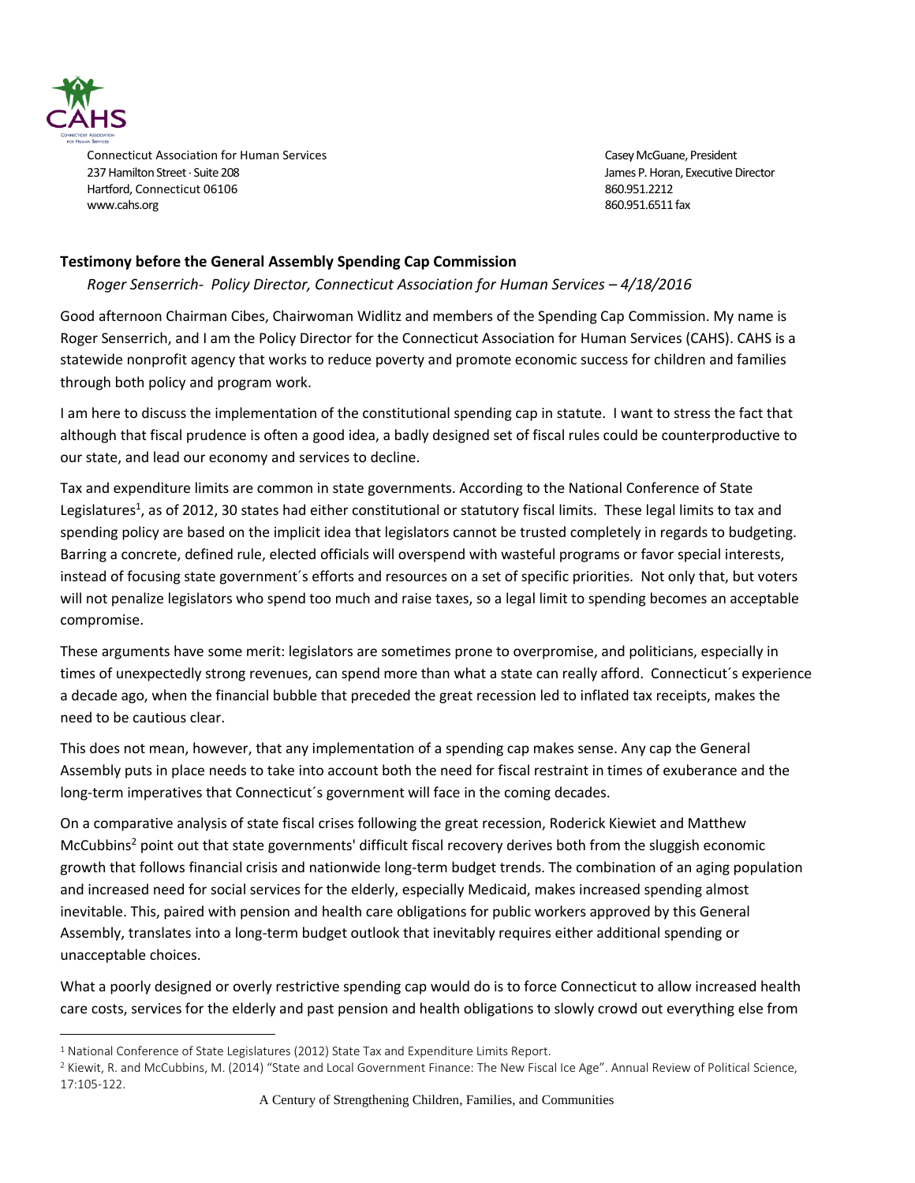CAHS

Connecticut Association for Human Services
237 Hamilton Street · Suite 208
Hartford, Connecticut 06106
www.cahs.org

Casey McGuane, President
James P. Horan, Executive Director
860.951.2212
860.951.6511 fax

**Testimony before the General Assembly Spending Cap Commission**

*Roger Senserrich- Policy Director, Connecticut Association for Human Services – 4/18/2016*

Good afternoon Chairman Cibes, Chairwoman Widlitz and members of the Spending Cap Commission. My name is Roger Senserrich, and I am the Policy Director for the Connecticut Association for Human Services (CAHS). CAHS is a statewide nonprofit agency that works to reduce poverty and promote economic success for children and families through both policy and program work.

I am here to discuss the implementation of the constitutional spending cap in statute. I want to stress the fact that although that fiscal prudence is often a good idea, a badly designed set of fiscal rules could be counterproductive to our state, and lead our economy and services to decline.

Tax and expenditure limits are common in state governments. According to the National Conference of State Legislatures[1], as of 2012, 30 states had either constitutional or statutory fiscal limits. These legal limits to tax and spending policy are based on the implicit idea that legislators cannot be trusted completely in regards to budgeting. Barring a concrete, defined rule, elected officials will overspend with wasteful programs or favor special interests, instead of focusing state government´s efforts and resources on a set of specific priorities. Not only that, but voters will not penalize legislators who spend too much and raise taxes, so a legal limit to spending becomes an acceptable compromise.

These arguments have some merit: legislators are sometimes prone to overpromise, and politicians, especially in times of unexpectedly strong revenues, can spend more than what a state can really afford. Connecticut´s experience a decade ago, when the financial bubble that preceded the great recession led to inflated tax receipts, makes the need to be cautious clear.

This does not mean, however, that any implementation of a spending cap makes sense. Any cap the General Assembly puts in place needs to take into account both the need for fiscal restraint in times of exuberance and the long-term imperatives that Connecticut´s government will face in the coming decades.

On a comparative analysis of state fiscal crises following the great recession, Roderick Kiewiet and Matthew McCubbins[2] point out that state governments' difficult fiscal recovery derives both from the sluggish economic growth that follows financial crisis and nationwide long-term budget trends. The combination of an aging population and increased need for social services for the elderly, especially Medicaid, makes increased spending almost inevitable. This, paired with pension and health care obligations for public workers approved by this General Assembly, translates into a long-term budget outlook that inevitably requires either additional spending or unacceptable choices.

What a poorly designed or overly restrictive spending cap would do is to force Connecticut to allow increased health care costs, services for the elderly and past pension and health obligations to slowly crowd out everything else from

[1] National Conference of State Legislatures (2012) State Tax and Expenditure Limits Report.

[2] Kiewit, R. and McCubbins, M. (2014) "State and Local Government Finance: The New Fiscal Ice Age". Annual Review of Political Science, 17:105-122.

A Century of Strengthening Children, Families, and Communities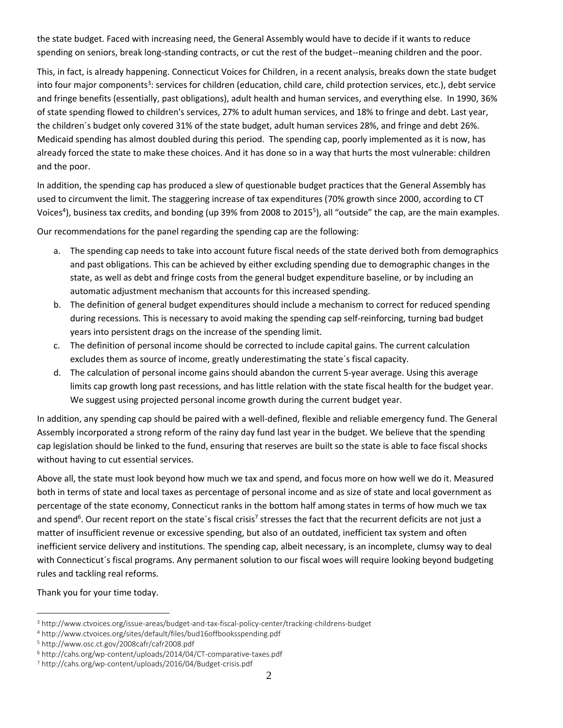the state budget. Faced with increasing need, the General Assembly would have to decide if it wants to reduce spending on seniors, break long-standing contracts, or cut the rest of the budget--meaning children and the poor.

This, in fact, is already happening. Connecticut Voices for Children, in a recent analysis, breaks down the state budget into four major components[3]: services for children (education, child care, child protection services, etc.), debt service and fringe benefits (essentially, past obligations), adult health and human services, and everything else. In 1990, 36% of state spending flowed to children's services, 27% to adult human services, and 18% to fringe and debt. Last year, the children´s budget only covered 31% of the state budget, adult human services 28%, and fringe and debt 26%. Medicaid spending has almost doubled during this period. The spending cap, poorly implemented as it is now, has already forced the state to make these choices. And it has done so in a way that hurts the most vulnerable: children and the poor.

In addition, the spending cap has produced a slew of questionable budget practices that the General Assembly has used to circumvent the limit. The staggering increase of tax expenditures (70% growth since 2000, according to CT Voices[4]), business tax credits, and bonding (up 39% from 2008 to 2015[5]), all "outside" the cap, are the main examples.

Our recommendations for the panel regarding the spending cap are the following:

a. The spending cap needs to take into account future fiscal needs of the state derived both from demographics and past obligations. This can be achieved by either excluding spending due to demographic changes in the state, as well as debt and fringe costs from the general budget expenditure baseline, or by including an automatic adjustment mechanism that accounts for this increased spending.
b. The definition of general budget expenditures should include a mechanism to correct for reduced spending during recessions. This is necessary to avoid making the spending cap self-reinforcing, turning bad budget years into persistent drags on the increase of the spending limit.
c. The definition of personal income should be corrected to include capital gains. The current calculation excludes them as source of income, greatly underestimating the state´s fiscal capacity.
d. The calculation of personal income gains should abandon the current 5-year average. Using this average limits cap growth long past recessions, and has little relation with the state fiscal health for the budget year. We suggest using projected personal income growth during the current budget year.

In addition, any spending cap should be paired with a well-defined, flexible and reliable emergency fund. The General Assembly incorporated a strong reform of the rainy day fund last year in the budget. We believe that the spending cap legislation should be linked to the fund, ensuring that reserves are built so the state is able to face fiscal shocks without having to cut essential services.

Above all, the state must look beyond how much we tax and spend, and focus more on how well we do it. Measured both in terms of state and local taxes as percentage of personal income and as size of state and local government as percentage of the state economy, Connecticut ranks in the bottom half among states in terms of how much we tax and spend[6]. Our recent report on the state´s fiscal crisis[7] stresses the fact that the recurrent deficits are not just a matter of insufficient revenue or excessive spending, but also of an outdated, inefficient tax system and often inefficient service delivery and institutions. The spending cap, albeit necessary, is an incomplete, clumsy way to deal with Connecticut´s fiscal programs. Any permanent solution to our fiscal woes will require looking beyond budgeting rules and tackling real reforms.

Thank you for your time today.

---

[3] http://www.ctvoices.org/issue-areas/budget-and-tax-fiscal-policy-center/tracking-childrens-budget
[4] http://www.ctvoices.org/sites/default/files/bud16offbooksspending.pdf
[5] http://www.osc.ct.gov/2008cafr/cafr2008.pdf
[6] http://cahs.org/wp-content/uploads/2014/04/CT-comparative-taxes.pdf
[7] http://cahs.org/wp-content/uploads/2016/04/Budget-crisis.pdf